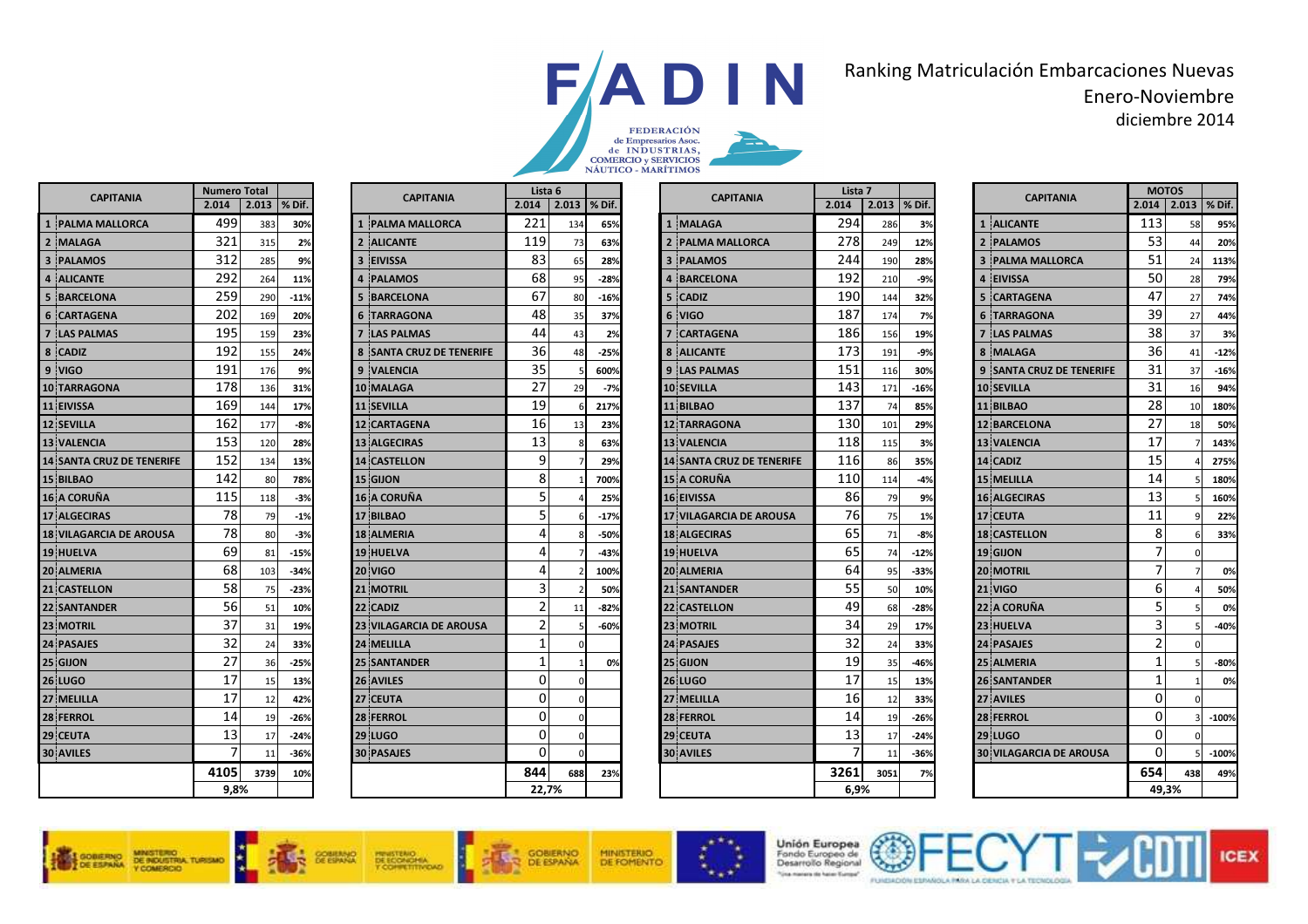# FADIN

FEDERACIÓN de Empresarios Asoc. de INDUSTRIAS, COMERCIO y SERVICIOS NÁUTICO - MARÍTIMOS

## Ranking Matriculación Embarcaciones Nuevas
Enero-Noviembre
diciembre 2014

| | CAPITANIA | Numero Total | | |
|---|---|---|---|---|
| | | 2.014 | 2.013 | % Dif. |
| 1 | PALMA MALLORCA | 499 | 383 | 30% |
| 2 | MALAGA | 321 | 315 | 2% |
| 3 | PALAMOS | 312 | 285 | 9% |
| 4 | ALICANTE | 292 | 264 | 11% |
| 5 | BARCELONA | 259 | 290 | -11% |
| 6 | CARTAGENA | 202 | 169 | 20% |
| 7 | LAS PALMAS | 195 | 159 | 23% |
| 8 | CADIZ | 192 | 155 | 24% |
| 9 | VIGO | 191 | 176 | 9% |
| 10 | TARRAGONA | 178 | 136 | 31% |
| 11 | EIVISSA | 169 | 144 | 17% |
| 12 | SEVILLA | 162 | 177 | -8% |
| 13 | VALENCIA | 153 | 120 | 28% |
| 14 | SANTA CRUZ DE TENERIFE | 152 | 134 | 13% |
| 15 | BILBAO | 142 | 80 | 78% |
| 16 | A CORUÑA | 115 | 118 | -3% |
| 17 | ALGECIRAS | 78 | 79 | -1% |
| 18 | VILAGARCIA DE AROUSA | 78 | 80 | -3% |
| 19 | HUELVA | 69 | 81 | -15% |
| 20 | ALMERIA | 68 | 103 | -34% |
| 21 | CASTELLON | 58 | 75 | -23% |
| 22 | SANTANDER | 56 | 51 | 10% |
| 23 | MOTRIL | 37 | 31 | 19% |
| 24 | PASAJES | 32 | 24 | 33% |
| 25 | GIJON | 27 | 36 | -25% |
| 26 | LUGO | 17 | 15 | 13% |
| 27 | MELILLA | 17 | 12 | 42% |
| 28 | FERROL | 14 | 19 | -26% |
| 29 | CEUTA | 13 | 17 | -24% |
| 30 | AVILES | 7 | 11 | -36% |
| | | 4105 | 3739 | 10% |
| | | 9,8% | | |

| | CAPITANIA | Lista 6 | | |
|---|---|---|---|---|
| | | 2.014 | 2.013 | % Dif. |
| 1 | PALMA MALLORCA | 221 | 134 | 65% |
| 2 | ALICANTE | 119 | 73 | 63% |
| 3 | EIVISSA | 83 | 65 | 28% |
| 4 | PALAMOS | 68 | 95 | -28% |
| 5 | BARCELONA | 67 | 80 | -16% |
| 6 | TARRAGONA | 48 | 35 | 37% |
| 7 | LAS PALMAS | 44 | 43 | 2% |
| 8 | SANTA CRUZ DE TENERIFE | 36 | 48 | -25% |
| 9 | VALENCIA | 35 | 5 | 600% |
| 10 | MALAGA | 27 | 29 | -7% |
| 11 | SEVILLA | 19 | 6 | 217% |
| 12 | CARTAGENA | 16 | 13 | 23% |
| 13 | ALGECIRAS | 13 | 8 | 63% |
| 14 | CASTELLON | 9 | 7 | 29% |
| 15 | GIJON | 8 | 1 | 700% |
| 16 | A CORUÑA | 5 | 4 | 25% |
| 17 | BILBAO | 5 | 6 | -17% |
| 18 | ALMERIA | 4 | 8 | -50% |
| 19 | HUELVA | 4 | 7 | -43% |
| 20 | VIGO | 4 | 2 | 100% |
| 21 | MOTRIL | 3 | 2 | 50% |
| 22 | CADIZ | 2 | 11 | -82% |
| 23 | VILAGARCIA DE AROUSA | 2 | 5 | -60% |
| 24 | MELILLA | 1 | 0 | |
| 25 | SANTANDER | 1 | 1 | 0% |
| 26 | AVILES | 0 | 0 | |
| 27 | CEUTA | 0 | 0 | |
| 28 | FERROL | 0 | 0 | |
| 29 | LUGO | 0 | 0 | |
| 30 | PASAJES | 0 | 0 | |
| | | 844 | 688 | 23% |
| | | 22,7% | | |

| | CAPITANIA | Lista 7 | | |
|---|---|---|---|---|
| | | 2.014 | 2.013 | % Dif. |
| 1 | MALAGA | 294 | 286 | 3% |
| 2 | PALMA MALLORCA | 278 | 249 | 12% |
| 3 | PALAMOS | 244 | 190 | 28% |
| 4 | BARCELONA | 192 | 210 | -9% |
| 5 | CADIZ | 190 | 144 | 32% |
| 6 | VIGO | 187 | 174 | 7% |
| 7 | CARTAGENA | 186 | 156 | 19% |
| 8 | ALICANTE | 173 | 191 | -9% |
| 9 | LAS PALMAS | 151 | 116 | 30% |
| 10 | SEVILLA | 143 | 171 | -16% |
| 11 | BILBAO | 137 | 74 | 85% |
| 12 | TARRAGONA | 130 | 101 | 29% |
| 13 | VALENCIA | 118 | 115 | 3% |
| 14 | SANTA CRUZ DE TENERIFE | 116 | 86 | 35% |
| 15 | A CORUÑA | 110 | 114 | -4% |
| 16 | EIVISSA | 86 | 79 | 9% |
| 17 | VILAGARCIA DE AROUSA | 76 | 75 | 1% |
| 18 | ALGECIRAS | 65 | 71 | -8% |
| 19 | HUELVA | 65 | 74 | -12% |
| 20 | ALMERIA | 64 | 95 | -33% |
| 21 | SANTANDER | 55 | 50 | 10% |
| 22 | CASTELLON | 49 | 68 | -28% |
| 23 | MOTRIL | 34 | 29 | 17% |
| 24 | PASAJES | 32 | 24 | 33% |
| 25 | GIJON | 19 | 35 | -46% |
| 26 | LUGO | 17 | 15 | 13% |
| 27 | MELILLA | 16 | 12 | 33% |
| 28 | FERROL | 14 | 19 | -26% |
| 29 | CEUTA | 13 | 17 | -24% |
| 30 | AVILES | 7 | 11 | -36% |
| | | 3261 | 3051 | 7% |
| | | 6,9% | | |

| | CAPITANIA | MOTOS | | |
|---|---|---|---|---|
| | | 2.014 | 2.013 | % Dif. |
| 1 | ALICANTE | 113 | 58 | 95% |
| 2 | PALAMOS | 53 | 44 | 20% |
| 3 | PALMA MALLORCA | 51 | 24 | 113% |
| 4 | EIVISSA | 50 | 28 | 79% |
| 5 | CARTAGENA | 47 | 27 | 74% |
| 6 | TARRAGONA | 39 | 27 | 44% |
| 7 | LAS PALMAS | 38 | 37 | 3% |
| 8 | MALAGA | 36 | 41 | -12% |
| 9 | SANTA CRUZ DE TENERIFE | 31 | 37 | -16% |
| 10 | SEVILLA | 31 | 16 | 94% |
| 11 | BILBAO | 28 | 10 | 180% |
| 12 | BARCELONA | 27 | 18 | 50% |
| 13 | VALENCIA | 17 | 7 | 143% |
| 14 | CADIZ | 15 | 4 | 275% |
| 15 | MELILLA | 14 | 5 | 180% |
| 16 | ALGECIRAS | 13 | 5 | 160% |
| 17 | CEUTA | 11 | 9 | 22% |
| 18 | CASTELLON | 8 | 6 | 33% |
| 19 | GIJON | 7 | 0 | |
| 20 | MOTRIL | 7 | 7 | 0% |
| 21 | VIGO | 6 | 4 | 50% |
| 22 | A CORUÑA | 5 | 5 | 0% |
| 23 | HUELVA | 3 | 5 | -40% |
| 24 | PASAJES | 2 | 0 | |
| 25 | ALMERIA | 1 | 5 | -80% |
| 26 | SANTANDER | 1 | 1 | 0% |
| 27 | AVILES | 0 | 0 | |
| 28 | FERROL | 0 | 3 | -100% |
| 29 | LUGO | 0 | 0 | |
| 30 | VILAGARCIA DE AROUSA | 0 | 5 | -100% |
| | | 654 | 438 | 49% |
| | | 49,3% | | |

GOBIERNO DE ESPAÑA — MINISTERIO DE INDUSTRIA, TURISMO Y COMERCIO | GOBIERNO DE ESPAÑA — MINISTERIO DE ECONOMÍA Y COMPETITIVIDAD | GOBIERNO DE ESPAÑA — MINISTERIO DE FOMENTO | Unión Europea — Fondo Europeo de Desarrollo Regional | FECYT | CDTI | ICEX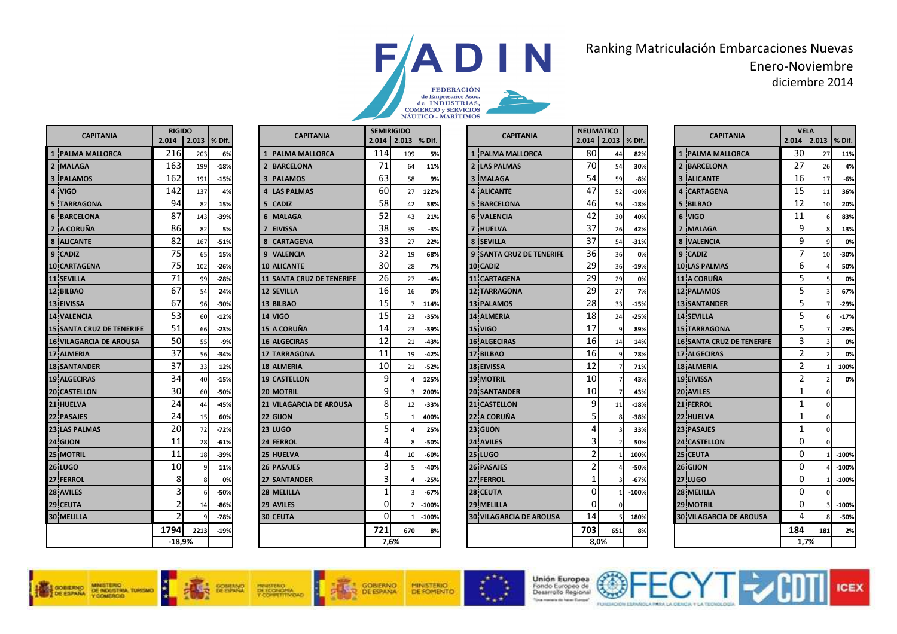# FADIN

FEDERACIÓN de Empresarios Asoc. de INDUSTRIAS, COMERCIO y SERVICIOS NÁUTICO - MARÍTIMOS

Ranking Matriculación Embarcaciones Nuevas
Enero-Noviembre
diciembre 2014

| | CAPITANIA | RIGIDO 2.014 | RIGIDO 2.013 | % Dif. |
|---|---|---|---|---|
| 1 | PALMA MALLORCA | 216 | 203 | 6% |
| 2 | MALAGA | 163 | 199 | -18% |
| 3 | PALAMOS | 162 | 191 | -15% |
| 4 | VIGO | 142 | 137 | 4% |
| 5 | TARRAGONA | 94 | 82 | 15% |
| 6 | BARCELONA | 87 | 143 | -39% |
| 7 | A CORUÑA | 86 | 82 | 5% |
| 8 | ALICANTE | 82 | 167 | -51% |
| 9 | CADIZ | 75 | 65 | 15% |
| 10 | CARTAGENA | 75 | 102 | -26% |
| 11 | SEVILLA | 71 | 99 | -28% |
| 12 | BILBAO | 67 | 54 | 24% |
| 13 | EIVISSA | 67 | 96 | -30% |
| 14 | VALENCIA | 53 | 60 | -12% |
| 15 | SANTA CRUZ DE TENERIFE | 51 | 66 | -23% |
| 16 | VILAGARCIA DE AROUSA | 50 | 55 | -9% |
| 17 | ALMERIA | 37 | 56 | -34% |
| 18 | SANTANDER | 37 | 33 | 12% |
| 19 | ALGECIRAS | 34 | 40 | -15% |
| 20 | CASTELLON | 30 | 60 | -50% |
| 21 | HUELVA | 24 | 44 | -45% |
| 22 | PASAJES | 24 | 15 | 60% |
| 23 | LAS PALMAS | 20 | 72 | -72% |
| 24 | GIJON | 11 | 28 | -61% |
| 25 | MOTRIL | 11 | 18 | -39% |
| 26 | LUGO | 10 | 9 | 11% |
| 27 | FERROL | 8 | 8 | 0% |
| 28 | AVILES | 3 | 6 | -50% |
| 29 | CEUTA | 2 | 14 | -86% |
| 30 | MELILLA | 2 | 9 | -78% |
| | | 1794 | 2213 | -19% |
| | | -18,9% | | |

| | CAPITANIA | SEMIRIGIDO 2.014 | SEMIRIGIDO 2.013 | % Dif. |
|---|---|---|---|---|
| 1 | PALMA MALLORCA | 114 | 109 | 5% |
| 2 | BARCELONA | 71 | 64 | 11% |
| 3 | PALAMOS | 63 | 58 | 9% |
| 4 | LAS PALMAS | 60 | 27 | 122% |
| 5 | CADIZ | 58 | 42 | 38% |
| 6 | MALAGA | 52 | 43 | 21% |
| 7 | EIVISSA | 38 | 39 | -3% |
| 8 | CARTAGENA | 33 | 27 | 22% |
| 9 | VALENCIA | 32 | 19 | 68% |
| 10 | ALICANTE | 30 | 28 | 7% |
| 11 | SANTA CRUZ DE TENERIFE | 26 | 27 | -4% |
| 12 | SEVILLA | 16 | 16 | 0% |
| 13 | BILBAO | 15 | 7 | 114% |
| 14 | VIGO | 15 | 23 | -35% |
| 15 | A CORUÑA | 14 | 23 | -39% |
| 16 | ALGECIRAS | 12 | 21 | -43% |
| 17 | TARRAGONA | 11 | 19 | -42% |
| 18 | ALMERIA | 10 | 21 | -52% |
| 19 | CASTELLON | 9 | 4 | 125% |
| 20 | MOTRIL | 9 | 3 | 200% |
| 21 | VILAGARCIA DE AROUSA | 8 | 12 | -33% |
| 22 | GIJON | 5 | 1 | 400% |
| 23 | LUGO | 5 | 4 | 25% |
| 24 | FERROL | 4 | 8 | -50% |
| 25 | HUELVA | 4 | 10 | -60% |
| 26 | PASAJES | 3 | 5 | -40% |
| 27 | SANTANDER | 3 | 4 | -25% |
| 28 | MELILLA | 1 | 3 | -67% |
| 29 | AVILES | 0 | 2 | -100% |
| 30 | CEUTA | 0 | 1 | -100% |
| | | 721 | 670 | 8% |
| | | 7,6% | | |

| | CAPITANIA | NEUMATICO 2.014 | NEUMATICO 2.013 | % Dif. |
|---|---|---|---|---|
| 1 | PALMA MALLORCA | 80 | 44 | 82% |
| 2 | LAS PALMAS | 70 | 54 | 30% |
| 3 | MALAGA | 54 | 59 | -8% |
| 4 | ALICANTE | 47 | 52 | -10% |
| 5 | BARCELONA | 46 | 56 | -18% |
| 6 | VALENCIA | 42 | 30 | 40% |
| 7 | HUELVA | 37 | 26 | 42% |
| 8 | SEVILLA | 37 | 54 | -31% |
| 9 | SANTA CRUZ DE TENERIFE | 36 | 36 | 0% |
| 10 | CADIZ | 29 | 36 | -19% |
| 11 | CARTAGENA | 29 | 29 | 0% |
| 12 | TARRAGONA | 29 | 27 | 7% |
| 13 | PALAMOS | 28 | 33 | -15% |
| 14 | ALMERIA | 18 | 24 | -25% |
| 15 | VIGO | 17 | 9 | 89% |
| 16 | ALGECIRAS | 16 | 14 | 14% |
| 17 | BILBAO | 16 | 9 | 78% |
| 18 | EIVISSA | 12 | 7 | 71% |
| 19 | MOTRIL | 10 | 7 | 43% |
| 20 | SANTANDER | 10 | 7 | 43% |
| 21 | CASTELLON | 9 | 11 | -18% |
| 22 | A CORUÑA | 5 | 8 | -38% |
| 23 | GIJON | 4 | 3 | 33% |
| 24 | AVILES | 3 | 2 | 50% |
| 25 | LUGO | 2 | 1 | 100% |
| 26 | PASAJES | 2 | 4 | -50% |
| 27 | FERROL | 1 | 3 | -67% |
| 28 | CEUTA | 0 | 1 | -100% |
| 29 | MELILLA | 0 | 0 | |
| 30 | VILAGARCIA DE AROUSA | 14 | 5 | 180% |
| | | 703 | 651 | 8% |
| | | 8,0% | | |

| | CAPITANIA | VELA 2.014 | VELA 2.013 | % Dif. |
|---|---|---|---|---|
| 1 | PALMA MALLORCA | 30 | 27 | 11% |
| 2 | BARCELONA | 27 | 26 | 4% |
| 3 | ALICANTE | 16 | 17 | -6% |
| 4 | CARTAGENA | 15 | 11 | 36% |
| 5 | BILBAO | 12 | 10 | 20% |
| 6 | VIGO | 11 | 6 | 83% |
| 7 | MALAGA | 9 | 8 | 13% |
| 8 | VALENCIA | 9 | 9 | 0% |
| 9 | CADIZ | 7 | 10 | -30% |
| 10 | LAS PALMAS | 6 | 4 | 50% |
| 11 | A CORUÑA | 5 | 5 | 0% |
| 12 | PALAMOS | 5 | 3 | 67% |
| 13 | SANTANDER | 5 | 7 | -29% |
| 14 | SEVILLA | 5 | 6 | -17% |
| 15 | TARRAGONA | 5 | 7 | -29% |
| 16 | SANTA CRUZ DE TENERIFE | 3 | 3 | 0% |
| 17 | ALGECIRAS | 2 | 2 | 0% |
| 18 | ALMERIA | 2 | 1 | 100% |
| 19 | EIVISSA | 2 | 2 | 0% |
| 20 | AVILES | 1 | 0 | |
| 21 | FERROL | 1 | 0 | |
| 22 | HUELVA | 1 | 0 | |
| 23 | PASAJES | 1 | 0 | |
| 24 | CASTELLON | 0 | 0 | |
| 25 | CEUTA | 0 | 1 | -100% |
| 26 | GIJON | 0 | 4 | -100% |
| 27 | LUGO | 0 | 1 | -100% |
| 28 | MELILLA | 0 | 0 | |
| 29 | MOTRIL | 0 | 3 | -100% |
| 30 | VILAGARCIA DE AROUSA | 4 | 8 | -50% |
| | | 184 | 181 | 2% |
| | | 1,7% | | |

GOBIERNO DE ESPAÑA · MINISTERIO DE INDUSTRIA, TURISMO Y COMERCIO · GOBIERNO DE ESPAÑA · MINISTERIO DE ECONOMÍA Y COMPETITIVIDAD · GOBIERNO DE ESPAÑA · MINISTERIO DE FOMENTO · Unión Europea Fondo Europeo de Desarrollo Regional "Una manera de hacer Europa" · FECYT FUNDACIÓN ESPAÑOLA PARA LA CIENCIA Y LA TECNOLOGÍA · CDTI · ICEX